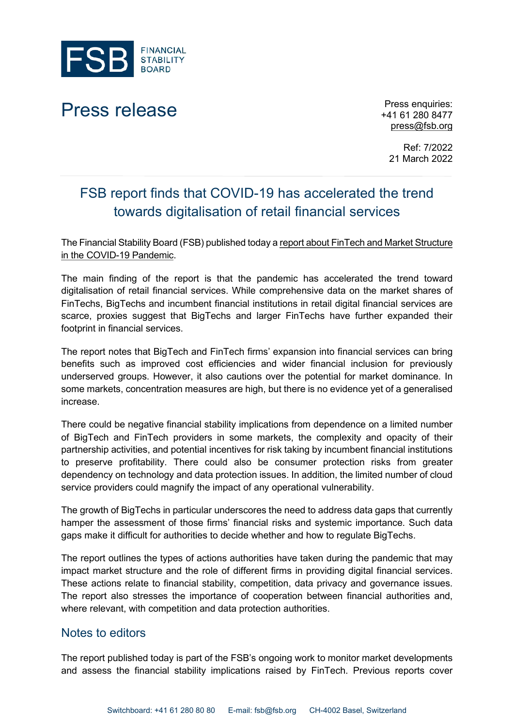FSB FINANCIAL STABILITY BOARD

# Press release

Press enquiries:
+41 61 280 8477
press@fsb.org

Ref: 7/2022
21 March 2022

## FSB report finds that COVID-19 has accelerated the trend towards digitalisation of retail financial services

The Financial Stability Board (FSB) published today a report about FinTech and Market Structure in the COVID-19 Pandemic.

The main finding of the report is that the pandemic has accelerated the trend toward digitalisation of retail financial services. While comprehensive data on the market shares of FinTechs, BigTechs and incumbent financial institutions in retail digital financial services are scarce, proxies suggest that BigTechs and larger FinTechs have further expanded their footprint in financial services.

The report notes that BigTech and FinTech firms' expansion into financial services can bring benefits such as improved cost efficiencies and wider financial inclusion for previously underserved groups. However, it also cautions over the potential for market dominance. In some markets, concentration measures are high, but there is no evidence yet of a generalised increase.

There could be negative financial stability implications from dependence on a limited number of BigTech and FinTech providers in some markets, the complexity and opacity of their partnership activities, and potential incentives for risk taking by incumbent financial institutions to preserve profitability. There could also be consumer protection risks from greater dependency on technology and data protection issues. In addition, the limited number of cloud service providers could magnify the impact of any operational vulnerability.

The growth of BigTechs in particular underscores the need to address data gaps that currently hamper the assessment of those firms' financial risks and systemic importance. Such data gaps make it difficult for authorities to decide whether and how to regulate BigTechs.

The report outlines the types of actions authorities have taken during the pandemic that may impact market structure and the role of different firms in providing digital financial services. These actions relate to financial stability, competition, data privacy and governance issues. The report also stresses the importance of cooperation between financial authorities and, where relevant, with competition and data protection authorities.

## Notes to editors

The report published today is part of the FSB's ongoing work to monitor market developments and assess the financial stability implications raised by FinTech. Previous reports cover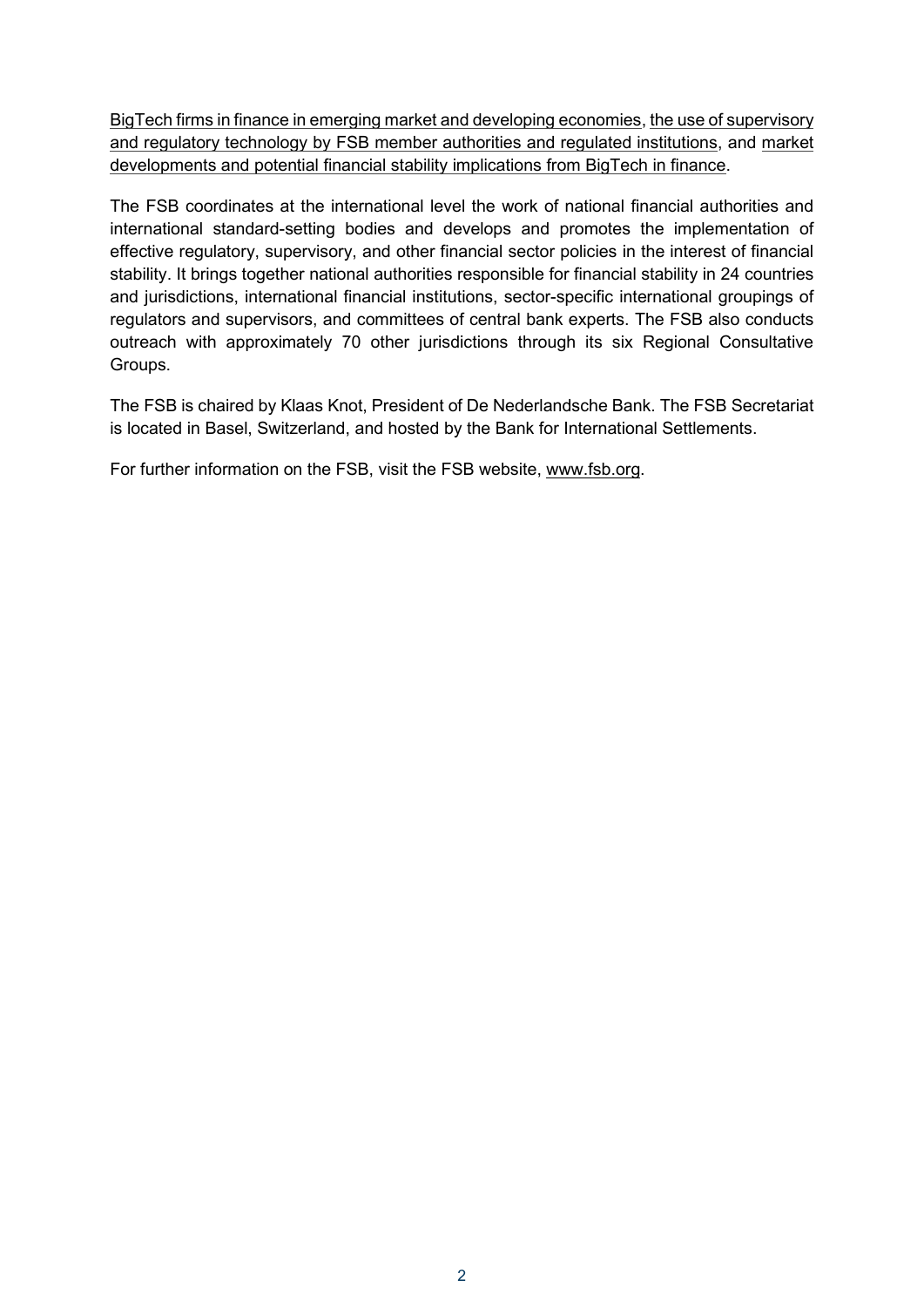BigTech firms in finance in emerging market and developing economies, the use of supervisory and regulatory technology by FSB member authorities and regulated institutions, and market developments and potential financial stability implications from BigTech in finance.

The FSB coordinates at the international level the work of national financial authorities and international standard-setting bodies and develops and promotes the implementation of effective regulatory, supervisory, and other financial sector policies in the interest of financial stability. It brings together national authorities responsible for financial stability in 24 countries and jurisdictions, international financial institutions, sector-specific international groupings of regulators and supervisors, and committees of central bank experts. The FSB also conducts outreach with approximately 70 other jurisdictions through its six Regional Consultative Groups.

The FSB is chaired by Klaas Knot, President of De Nederlandsche Bank. The FSB Secretariat is located in Basel, Switzerland, and hosted by the Bank for International Settlements.

For further information on the FSB, visit the FSB website, www.fsb.org.